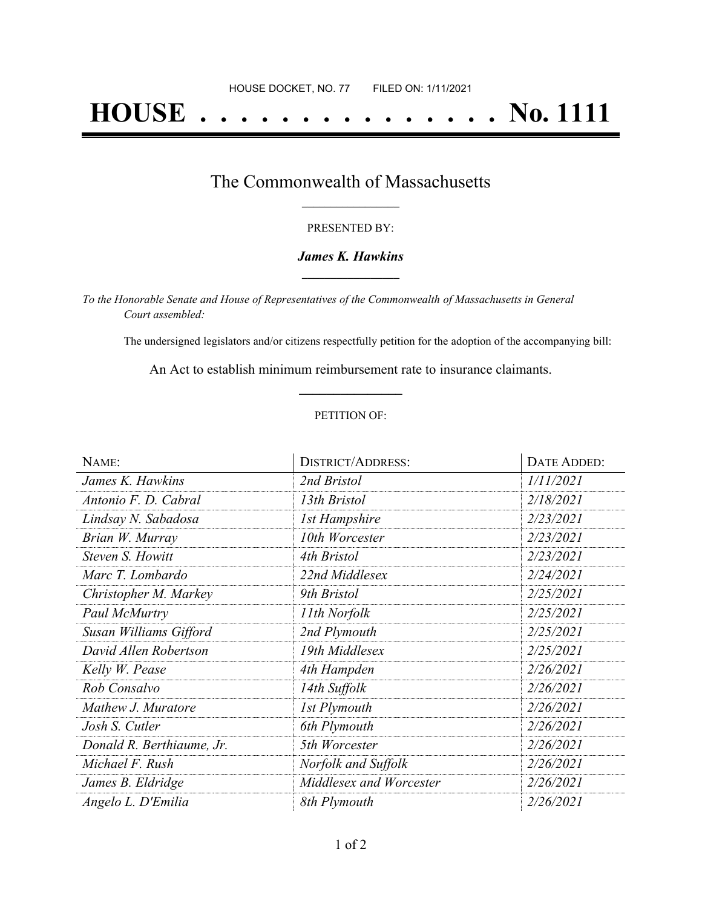HOUSE DOCKET, NO. 77 FILED ON: 1/11/2021

# HOUSE . . . . . . . . . . . . . . . No. 1111

## The Commonwealth of Massachusetts

PRESENTED BY:

***James K. Hawkins***

*To the Honorable Senate and House of Representatives of the Commonwealth of Massachusetts in General Court assembled:*

The undersigned legislators and/or citizens respectfully petition for the adoption of the accompanying bill:

An Act to establish minimum reimbursement rate to insurance claimants.

PETITION OF:

| NAME: | DISTRICT/ADDRESS: | DATE ADDED: |
|---|---|---|
| *James K. Hawkins* | *2nd Bristol* | *1/11/2021* |
| *Antonio F. D. Cabral* | *13th Bristol* | *2/18/2021* |
| *Lindsay N. Sabadosa* | *1st Hampshire* | *2/23/2021* |
| *Brian W. Murray* | *10th Worcester* | *2/23/2021* |
| *Steven S. Howitt* | *4th Bristol* | *2/23/2021* |
| *Marc T. Lombardo* | *22nd Middlesex* | *2/24/2021* |
| *Christopher M. Markey* | *9th Bristol* | *2/25/2021* |
| *Paul McMurtry* | *11th Norfolk* | *2/25/2021* |
| *Susan Williams Gifford* | *2nd Plymouth* | *2/25/2021* |
| *David Allen Robertson* | *19th Middlesex* | *2/25/2021* |
| *Kelly W. Pease* | *4th Hampden* | *2/26/2021* |
| *Rob Consalvo* | *14th Suffolk* | *2/26/2021* |
| *Mathew J. Muratore* | *1st Plymouth* | *2/26/2021* |
| *Josh S. Cutler* | *6th Plymouth* | *2/26/2021* |
| *Donald R. Berthiaume, Jr.* | *5th Worcester* | *2/26/2021* |
| *Michael F. Rush* | *Norfolk and Suffolk* | *2/26/2021* |
| *James B. Eldridge* | *Middlesex and Worcester* | *2/26/2021* |
| *Angelo L. D'Emilia* | *8th Plymouth* | *2/26/2021* |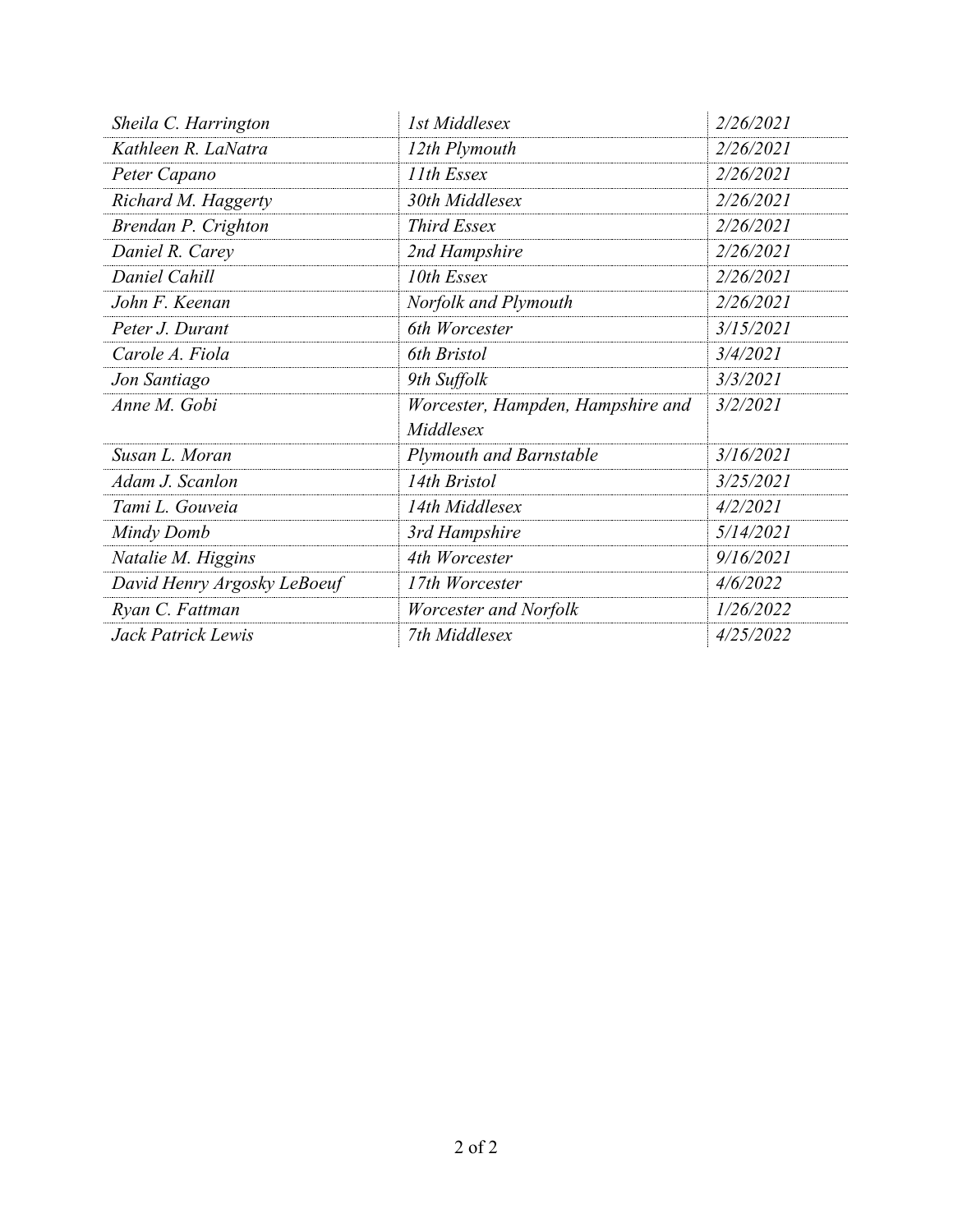| | | |
|---|---|---|
| *Sheila C. Harrington* | *1st Middlesex* | *2/26/2021* |
| *Kathleen R. LaNatra* | *12th Plymouth* | *2/26/2021* |
| *Peter Capano* | *11th Essex* | *2/26/2021* |
| *Richard M. Haggerty* | *30th Middlesex* | *2/26/2021* |
| *Brendan P. Crighton* | *Third Essex* | *2/26/2021* |
| *Daniel R. Carey* | *2nd Hampshire* | *2/26/2021* |
| *Daniel Cahill* | *10th Essex* | *2/26/2021* |
| *John F. Keenan* | *Norfolk and Plymouth* | *2/26/2021* |
| *Peter J. Durant* | *6th Worcester* | *3/15/2021* |
| *Carole A. Fiola* | *6th Bristol* | *3/4/2021* |
| *Jon Santiago* | *9th Suffolk* | *3/3/2021* |
| *Anne M. Gobi* | *Worcester, Hampden, Hampshire and Middlesex* | *3/2/2021* |
| *Susan L. Moran* | *Plymouth and Barnstable* | *3/16/2021* |
| *Adam J. Scanlon* | *14th Bristol* | *3/25/2021* |
| *Tami L. Gouveia* | *14th Middlesex* | *4/2/2021* |
| *Mindy Domb* | *3rd Hampshire* | *5/14/2021* |
| *Natalie M. Higgins* | *4th Worcester* | *9/16/2021* |
| *David Henry Argosky LeBoeuf* | *17th Worcester* | *4/6/2022* |
| *Ryan C. Fattman* | *Worcester and Norfolk* | *1/26/2022* |
| *Jack Patrick Lewis* | *7th Middlesex* | *4/25/2022* |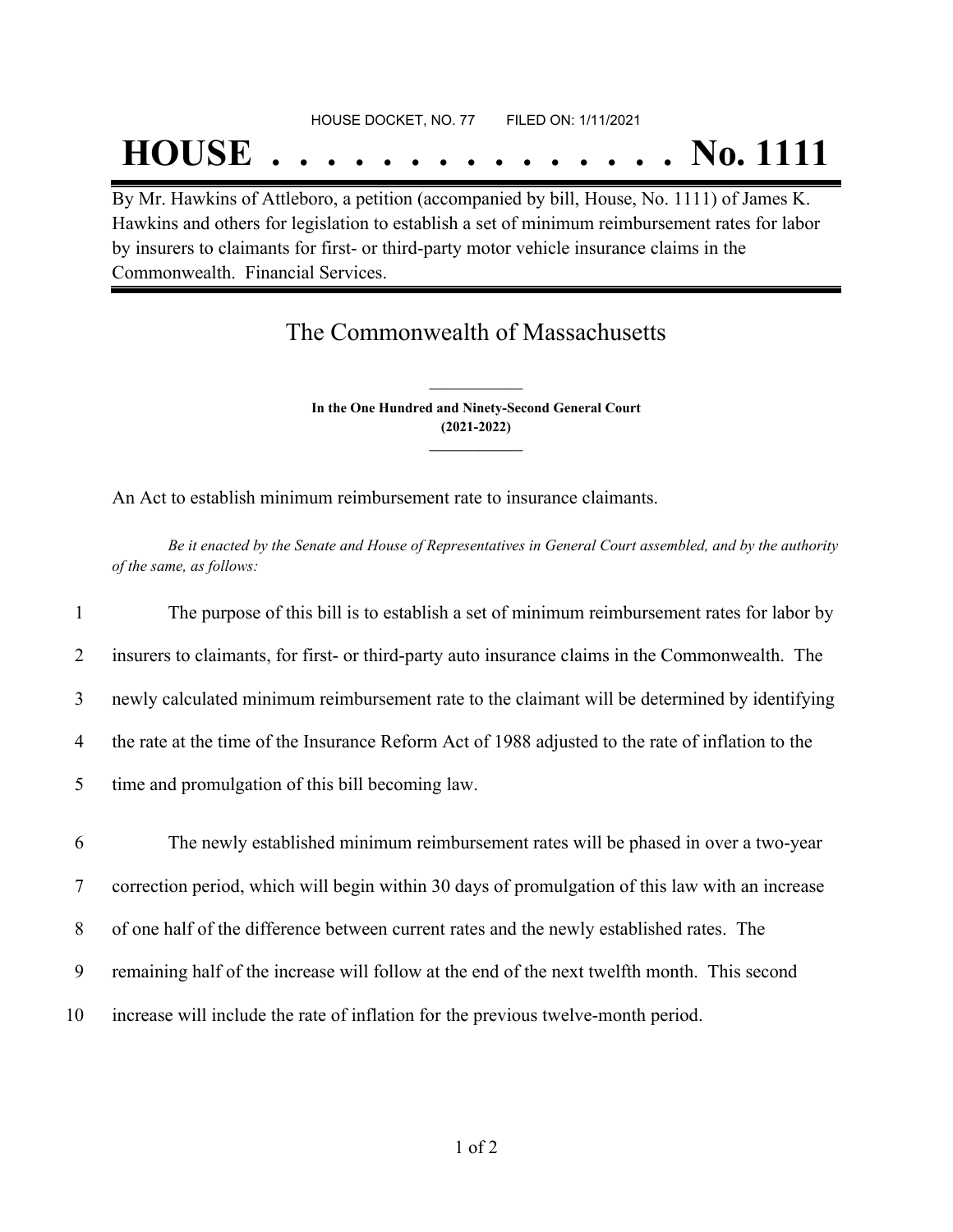HOUSE DOCKET, NO. 77        FILED ON: 1/11/2021

# HOUSE . . . . . . . . . . . . . . . No. 1111

By Mr. Hawkins of Attleboro, a petition (accompanied by bill, House, No. 1111) of James K. Hawkins and others for legislation to establish a set of minimum reimbursement rates for labor by insurers to claimants for first- or third-party motor vehicle insurance claims in the Commonwealth. Financial Services.

## The Commonwealth of Massachusetts

**In the One Hundred and Ninety-Second General Court**
**(2021-2022)**

An Act to establish minimum reimbursement rate to insurance claimants.

*Be it enacted by the Senate and House of Representatives in General Court assembled, and by the authority of the same, as follows:*

1 The purpose of this bill is to establish a set of minimum reimbursement rates for labor by
2 insurers to claimants, for first- or third-party auto insurance claims in the Commonwealth. The
3 newly calculated minimum reimbursement rate to the claimant will be determined by identifying
4 the rate at the time of the Insurance Reform Act of 1988 adjusted to the rate of inflation to the
5 time and promulgation of this bill becoming law.

6 The newly established minimum reimbursement rates will be phased in over a two-year
7 correction period, which will begin within 30 days of promulgation of this law with an increase
8 of one half of the difference between current rates and the newly established rates. The
9 remaining half of the increase will follow at the end of the next twelfth month. This second
10 increase will include the rate of inflation for the previous twelve-month period.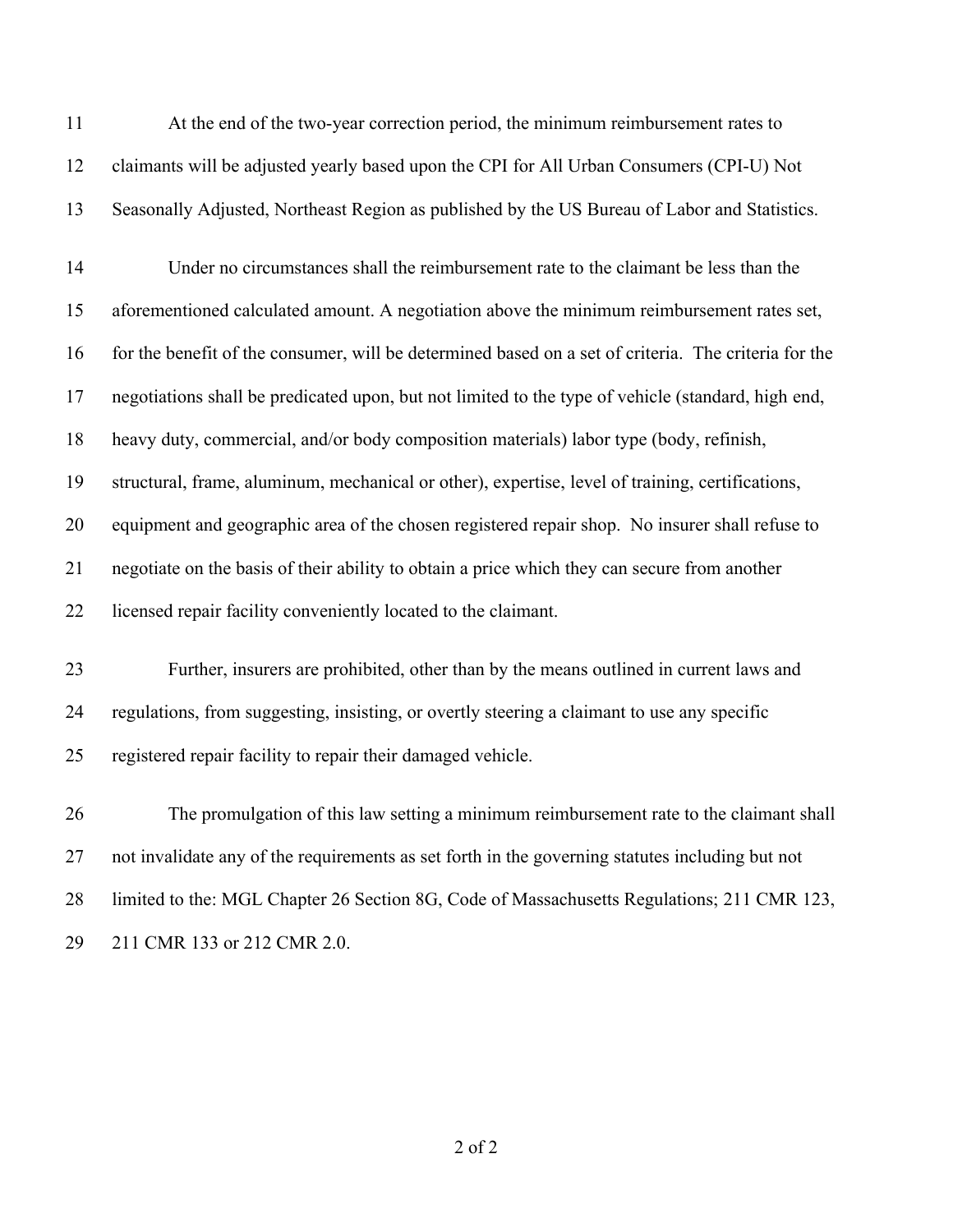At the end of the two-year correction period, the minimum reimbursement rates to claimants will be adjusted yearly based upon the CPI for All Urban Consumers (CPI-U) Not Seasonally Adjusted, Northeast Region as published by the US Bureau of Labor and Statistics.

Under no circumstances shall the reimbursement rate to the claimant be less than the aforementioned calculated amount. A negotiation above the minimum reimbursement rates set, for the benefit of the consumer, will be determined based on a set of criteria. The criteria for the negotiations shall be predicated upon, but not limited to the type of vehicle (standard, high end, heavy duty, commercial, and/or body composition materials) labor type (body, refinish, structural, frame, aluminum, mechanical or other), expertise, level of training, certifications, equipment and geographic area of the chosen registered repair shop. No insurer shall refuse to negotiate on the basis of their ability to obtain a price which they can secure from another licensed repair facility conveniently located to the claimant.

Further, insurers are prohibited, other than by the means outlined in current laws and regulations, from suggesting, insisting, or overtly steering a claimant to use any specific registered repair facility to repair their damaged vehicle.

The promulgation of this law setting a minimum reimbursement rate to the claimant shall not invalidate any of the requirements as set forth in the governing statutes including but not limited to the: MGL Chapter 26 Section 8G, Code of Massachusetts Regulations; 211 CMR 123, 211 CMR 133 or 212 CMR 2.0.